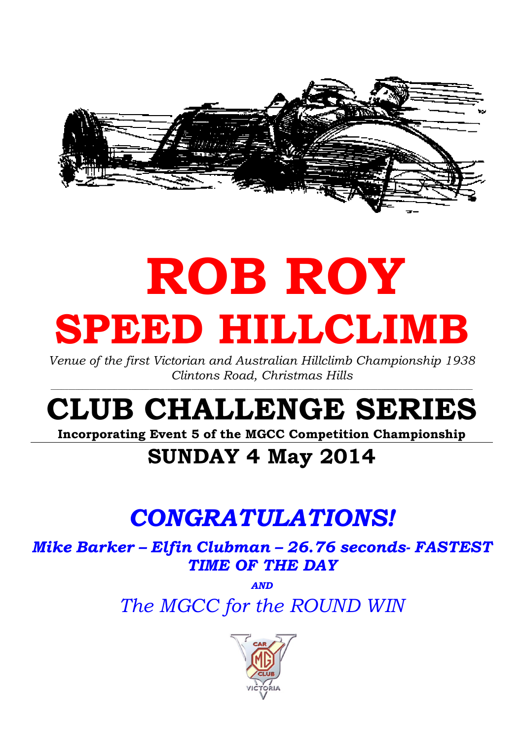# ROB ROY
# SPEED HILLCLIMB

*Venue of the first Victorian and Australian Hillclimb Championship 1938*
*Clintons Road, Christmas Hills*

## CLUB CHALLENGE SERIES

**Incorporating Event 5 of the MGCC Competition Championship**

## SUNDAY 4 May 2014

## *CONGRATULATIONS!*

***Mike Barker – Elfin Clubman – 26.76 seconds- FASTEST TIME OF THE DAY***

***AND***

*The MGCC for the ROUND WIN*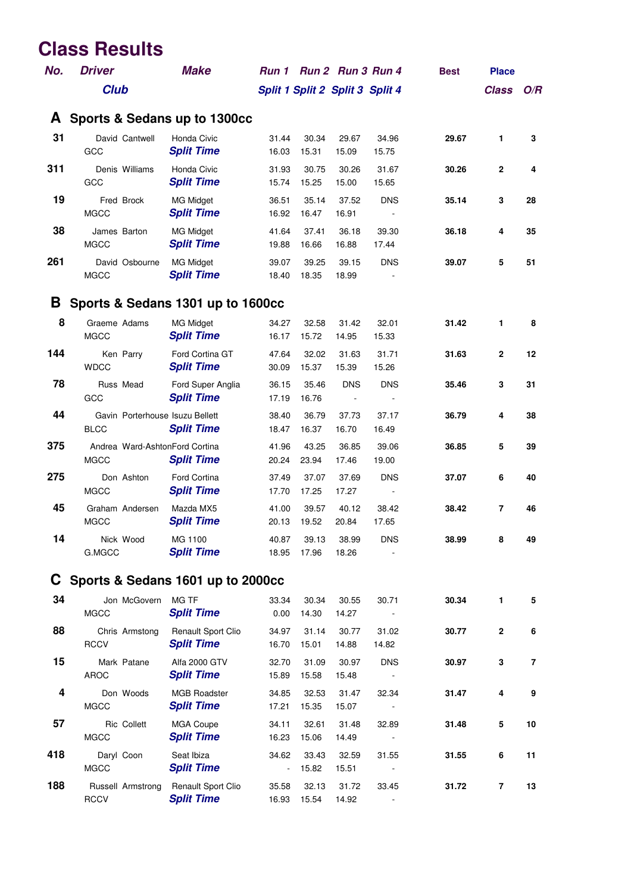# Class Results

| No. | Driver / Club | Make | Run 1 / Split 1 | Run 2 / Split 2 | Run 3 / Split 3 | Run 4 / Split 4 | Best | Place Class | Place O/R |
|---|---|---|---|---|---|---|---|---|---|

## A Sports & Sedans up to 1300cc

| No. | Driver / Club | Make | Run 1 / Split 1 | Run 2 / Split 2 | Run 3 / Split 3 | Run 4 / Split 4 | Best | Class | O/R |
|---|---|---|---|---|---|---|---|---|---|
| 31 | David Cantwell | Honda Civic | 31.44 | 30.34 | 29.67 | 34.96 | **29.67** | **1** | **3** |
| | GCC | ***Split Time*** | 16.03 | 15.31 | 15.09 | 15.75 | | | |
| 311 | Denis Williams | Honda Civic | 31.93 | 30.75 | 30.26 | 31.67 | **30.26** | **2** | **4** |
| | GCC | ***Split Time*** | 15.74 | 15.25 | 15.00 | 15.65 | | | |
| 19 | Fred Brock | MG Midget | 36.51 | 35.14 | 37.52 | DNS | **35.14** | **3** | **28** |
| | MGCC | ***Split Time*** | 16.92 | 16.47 | 16.91 | - | | | |
| 38 | James Barton | MG Midget | 41.64 | 37.41 | 36.18 | 39.30 | **36.18** | **4** | **35** |
| | MGCC | ***Split Time*** | 19.88 | 16.66 | 16.88 | 17.44 | | | |
| 261 | David Osbourne | MG Midget | 39.07 | 39.25 | 39.15 | DNS | **39.07** | **5** | **51** |
| | MGCC | ***Split Time*** | 18.40 | 18.35 | 18.99 | - | | | |

## B Sports & Sedans 1301 up to 1600cc

| No. | Driver / Club | Make | Run 1 / Split 1 | Run 2 / Split 2 | Run 3 / Split 3 | Run 4 / Split 4 | Best | Class | O/R |
|---|---|---|---|---|---|---|---|---|---|
| 8 | Graeme Adams | MG Midget | 34.27 | 32.58 | 31.42 | 32.01 | **31.42** | **1** | **8** |
| | MGCC | ***Split Time*** | 16.17 | 15.72 | 14.95 | 15.33 | | | |
| 144 | Ken Parry | Ford Cortina GT | 47.64 | 32.02 | 31.63 | 31.71 | **31.63** | **2** | **12** |
| | WDCC | ***Split Time*** | 30.09 | 15.37 | 15.39 | 15.26 | | | |
| 78 | Russ Mead | Ford Super Anglia | 36.15 | 35.46 | DNS | DNS | **35.46** | **3** | **31** |
| | GCC | ***Split Time*** | 17.19 | 16.76 | - | - | | | |
| 44 | Gavin Porterhouse | Isuzu Bellett | 38.40 | 36.79 | 37.73 | 37.17 | **36.79** | **4** | **38** |
| | BLCC | ***Split Time*** | 18.47 | 16.37 | 16.70 | 16.49 | | | |
| 375 | Andrea Ward-Ashton | Ford Cortina | 41.96 | 43.25 | 36.85 | 39.06 | **36.85** | **5** | **39** |
| | MGCC | ***Split Time*** | 20.24 | 23.94 | 17.46 | 19.00 | | | |
| 275 | Don Ashton | Ford Cortina | 37.49 | 37.07 | 37.69 | DNS | **37.07** | **6** | **40** |
| | MGCC | ***Split Time*** | 17.70 | 17.25 | 17.27 | - | | | |
| 45 | Graham Andersen | Mazda MX5 | 41.00 | 39.57 | 40.12 | 38.42 | **38.42** | **7** | **46** |
| | MGCC | ***Split Time*** | 20.13 | 19.52 | 20.84 | 17.65 | | | |
| 14 | Nick Wood | MG 1100 | 40.87 | 39.13 | 38.99 | DNS | **38.99** | **8** | **49** |
| | G.MGCC | ***Split Time*** | 18.95 | 17.96 | 18.26 | - | | | |

## C Sports & Sedans 1601 up to 2000cc

| No. | Driver / Club | Make | Run 1 / Split 1 | Run 2 / Split 2 | Run 3 / Split 3 | Run 4 / Split 4 | Best | Class | O/R |
|---|---|---|---|---|---|---|---|---|---|
| 34 | Jon McGovern | MG TF | 33.34 | 30.34 | 30.55 | 30.71 | **30.34** | **1** | **5** |
| | MGCC | ***Split Time*** | 0.00 | 14.30 | 14.27 | - | | | |
| 88 | Chris Armstong | Renault Sport Clio | 34.97 | 31.14 | 30.77 | 31.02 | **30.77** | **2** | **6** |
| | RCCV | ***Split Time*** | 16.70 | 15.01 | 14.88 | 14.82 | | | |
| 15 | Mark Patane | Alfa 2000 GTV | 32.70 | 31.09 | 30.97 | DNS | **30.97** | **3** | **7** |
| | AROC | ***Split Time*** | 15.89 | 15.58 | 15.48 | - | | | |
| 4 | Don Woods | MGB Roadster | 34.85 | 32.53 | 31.47 | 32.34 | **31.47** | **4** | **9** |
| | MGCC | ***Split Time*** | 17.21 | 15.35 | 15.07 | - | | | |
| 57 | Ric Collett | MGA Coupe | 34.11 | 32.61 | 31.48 | 32.89 | **31.48** | **5** | **10** |
| | MGCC | ***Split Time*** | 16.23 | 15.06 | 14.49 | - | | | |
| 418 | Daryl Coon | Seat Ibiza | 34.62 | 33.43 | 32.59 | 31.55 | **31.55** | **6** | **11** |
| | MGCC | ***Split Time*** | - | 15.82 | 15.51 | - | | | |
| 188 | Russell Armstrong | Renault Sport Clio | 35.58 | 32.13 | 31.72 | 33.45 | **31.72** | **7** | **13** |
| | RCCV | ***Split Time*** | 16.93 | 15.54 | 14.92 | - | | | |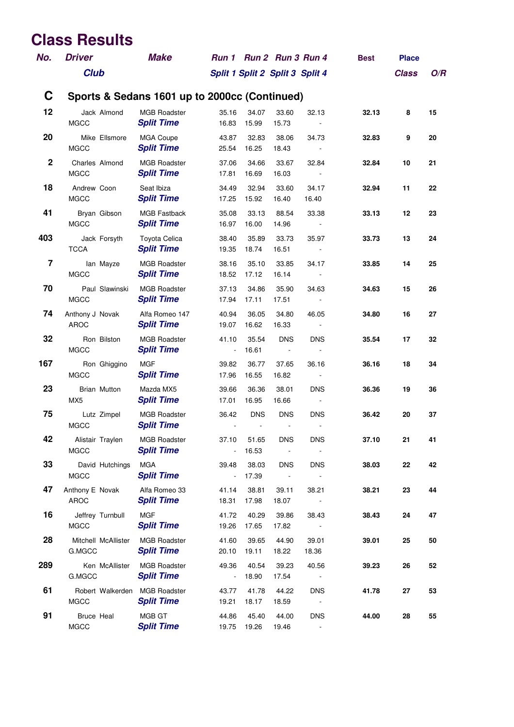# Class Results

## C Sports & Sedans 1601 up to 2000cc (Continued)

| No. | Driver / Club | Make | Run 1 / Split 1 | Run 2 / Split 2 | Run 3 / Split 3 | Run 4 / Split 4 | Best | Place Class | O/R |
|---|---|---|---|---|---|---|---|---|---|
| 12 | Jack Almond | MGB Roadster | 35.16 | 34.07 | 33.60 | 32.13 | **32.13** | **8** | **15** |
| | MGCC | **Split Time** | 16.83 | 15.99 | 15.73 | - | | | |
| 20 | Mike Ellsmore | MGA Coupe | 43.87 | 32.83 | 38.06 | 34.73 | **32.83** | **9** | **20** |
| | MGCC | **Split Time** | 25.54 | 16.25 | 18.43 | - | | | |
| 2 | Charles Almond | MGB Roadster | 37.06 | 34.66 | 33.67 | 32.84 | **32.84** | **10** | **21** |
| | MGCC | **Split Time** | 17.81 | 16.69 | 16.03 | - | | | |
| 18 | Andrew Coon | Seat Ibiza | 34.49 | 32.94 | 33.60 | 34.17 | **32.94** | **11** | **22** |
| | MGCC | **Split Time** | 17.25 | 15.92 | 16.40 | 16.40 | | | |
| 41 | Bryan Gibson | MGB Fastback | 35.08 | 33.13 | 88.54 | 33.38 | **33.13** | **12** | **23** |
| | MGCC | **Split Time** | 16.97 | 16.00 | 14.96 | - | | | |
| 403 | Jack Forsyth | Toyota Celica | 38.40 | 35.89 | 33.73 | 35.97 | **33.73** | **13** | **24** |
| | TCCA | **Split Time** | 19.35 | 18.74 | 16.51 | - | | | |
| 7 | Ian Mayze | MGB Roadster | 38.16 | 35.10 | 33.85 | 34.17 | **33.85** | **14** | **25** |
| | MGCC | **Split Time** | 18.52 | 17.12 | 16.14 | - | | | |
| 70 | Paul Slawinski | MGB Roadster | 37.13 | 34.86 | 35.90 | 34.63 | **34.63** | **15** | **26** |
| | MGCC | **Split Time** | 17.94 | 17.11 | 17.51 | - | | | |
| 74 | Anthony J Novak | Alfa Romeo 147 | 40.94 | 36.05 | 34.80 | 46.05 | **34.80** | **16** | **27** |
| | AROC | **Split Time** | 19.07 | 16.62 | 16.33 | - | | | |
| 32 | Ron Bilston | MGB Roadster | 41.10 | 35.54 | DNS | DNS | **35.54** | **17** | **32** |
| | MGCC | **Split Time** | - | 16.61 | - | - | | | |
| 167 | Ron Ghiggino | MGF | 39.82 | 36.77 | 37.65 | 36.16 | **36.16** | **18** | **34** |
| | MGCC | **Split Time** | 17.96 | 16.55 | 16.82 | - | | | |
| 23 | Brian Mutton | Mazda MX5 | 39.66 | 36.36 | 38.01 | DNS | **36.36** | **19** | **36** |
| | MX5 | **Split Time** | 17.01 | 16.95 | 16.66 | - | | | |
| 75 | Lutz Zimpel | MGB Roadster | 36.42 | DNS | DNS | DNS | **36.42** | **20** | **37** |
| | MGCC | **Split Time** | - | - | - | - | | | |
| 42 | Alistair Traylen | MGB Roadster | 37.10 | 51.65 | DNS | DNS | **37.10** | **21** | **41** |
| | MGCC | **Split Time** | - | 16.53 | - | - | | | |
| 33 | David Hutchings | MGA | 39.48 | 38.03 | DNS | DNS | **38.03** | **22** | **42** |
| | MGCC | **Split Time** | - | 17.39 | - | - | | | |
| 47 | Anthony E Novak | Alfa Romeo 33 | 41.14 | 38.81 | 39.11 | 38.21 | **38.21** | **23** | **44** |
| | AROC | **Split Time** | 18.31 | 17.98 | 18.07 | - | | | |
| 16 | Jeffrey Turnbull | MGF | 41.72 | 40.29 | 39.86 | 38.43 | **38.43** | **24** | **47** |
| | MGCC | **Split Time** | 19.26 | 17.65 | 17.82 | - | | | |
| 28 | Mitchell McAllister | MGB Roadster | 41.60 | 39.65 | 44.90 | 39.01 | **39.01** | **25** | **50** |
| | G.MGCC | **Split Time** | 20.10 | 19.11 | 18.22 | 18.36 | | | |
| 289 | Ken McAllister | MGB Roadster | 49.36 | 40.54 | 39.23 | 40.56 | **39.23** | **26** | **52** |
| | G.MGCC | **Split Time** | - | 18.90 | 17.54 | - | | | |
| 61 | Robert Walkerden | MGB Roadster | 43.77 | 41.78 | 44.22 | DNS | **41.78** | **27** | **53** |
| | MGCC | **Split Time** | 19.21 | 18.17 | 18.59 | - | | | |
| 91 | Bruce Heal | MGB GT | 44.86 | 45.40 | 44.00 | DNS | **44.00** | **28** | **55** |
| | MGCC | **Split Time** | 19.75 | 19.26 | 19.46 | - | | | |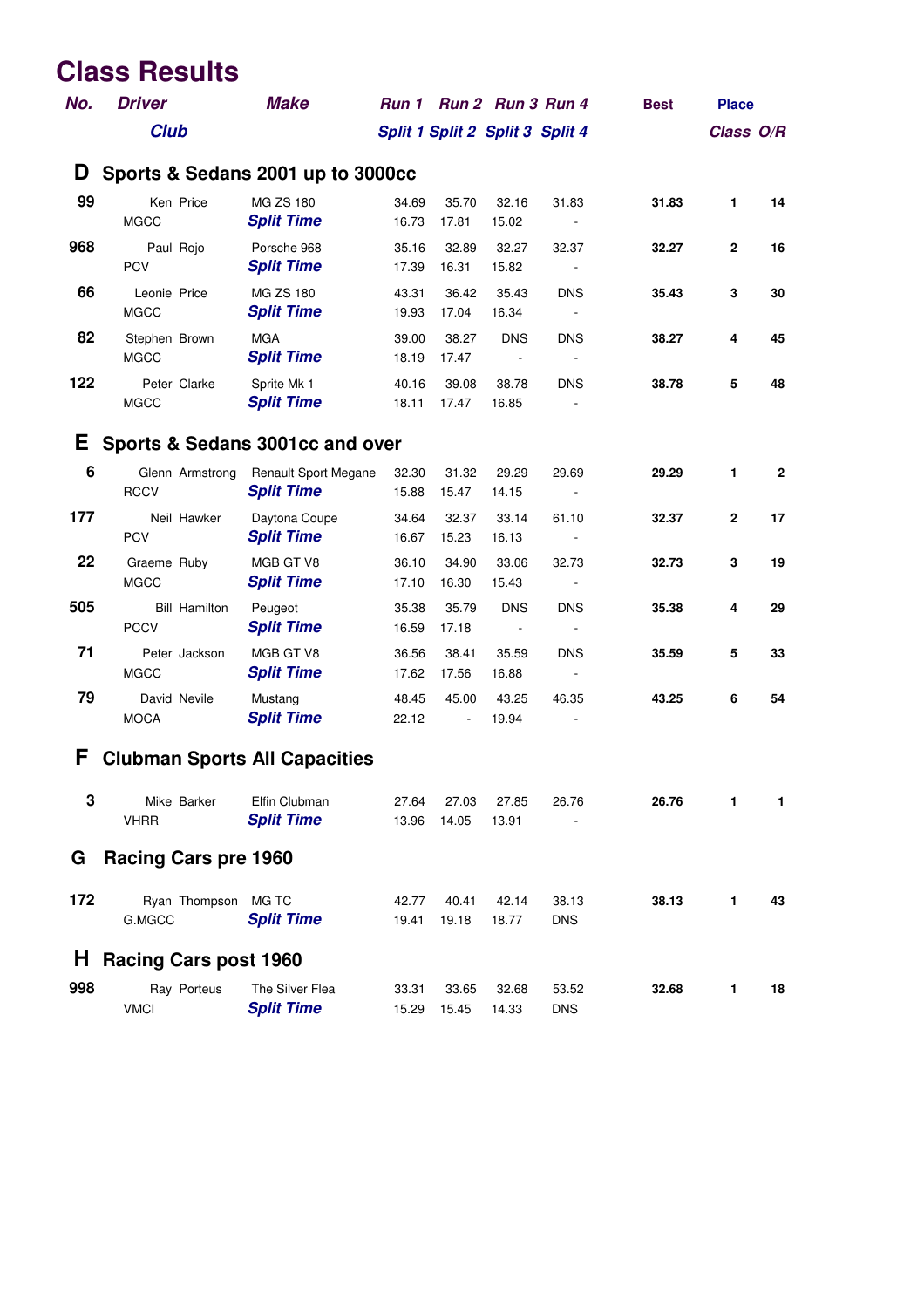# Class Results

| No. | Driver / Club | Make | Run 1 / Split 1 | Run 2 / Split 2 | Run 3 / Split 3 | Run 4 / Split 4 | Best | Place Class | O/R |
|---|---|---|---|---|---|---|---|---|---|

## D Sports & Sedans 2001 up to 3000cc

| No. | Driver / Club | Make | Run 1 / Split 1 | Run 2 / Split 2 | Run 3 / Split 3 | Run 4 / Split 4 | Best | Class | O/R |
|---|---|---|---|---|---|---|---|---|---|
| 99 | Ken Price | MG ZS 180 | 34.69 | 35.70 | 32.16 | 31.83 | **31.83** | **1** | **14** |
| | MGCC | ***Split Time*** | 16.73 | 17.81 | 15.02 | - | | | |
| 968 | Paul Rojo | Porsche 968 | 35.16 | 32.89 | 32.27 | 32.37 | **32.27** | **2** | **16** |
| | PCV | ***Split Time*** | 17.39 | 16.31 | 15.82 | - | | | |
| 66 | Leonie Price | MG ZS 180 | 43.31 | 36.42 | 35.43 | DNS | **35.43** | **3** | **30** |
| | MGCC | ***Split Time*** | 19.93 | 17.04 | 16.34 | - | | | |
| 82 | Stephen Brown | MGA | 39.00 | 38.27 | DNS | DNS | **38.27** | **4** | **45** |
| | MGCC | ***Split Time*** | 18.19 | 17.47 | - | - | | | |
| 122 | Peter Clarke | Sprite Mk 1 | 40.16 | 39.08 | 38.78 | DNS | **38.78** | **5** | **48** |
| | MGCC | ***Split Time*** | 18.11 | 17.47 | 16.85 | - | | | |

## E Sports & Sedans 3001cc and over

| No. | Driver / Club | Make | Run 1 / Split 1 | Run 2 / Split 2 | Run 3 / Split 3 | Run 4 / Split 4 | Best | Class | O/R |
|---|---|---|---|---|---|---|---|---|---|
| 6 | Glenn Armstrong | Renault Sport Megane | 32.30 | 31.32 | 29.29 | 29.69 | **29.29** | **1** | **2** |
| | RCCV | ***Split Time*** | 15.88 | 15.47 | 14.15 | - | | | |
| 177 | Neil Hawker | Daytona Coupe | 34.64 | 32.37 | 33.14 | 61.10 | **32.37** | **2** | **17** |
| | PCV | ***Split Time*** | 16.67 | 15.23 | 16.13 | - | | | |
| 22 | Graeme Ruby | MGB GT V8 | 36.10 | 34.90 | 33.06 | 32.73 | **32.73** | **3** | **19** |
| | MGCC | ***Split Time*** | 17.10 | 16.30 | 15.43 | - | | | |
| 505 | Bill Hamilton | Peugeot | 35.38 | 35.79 | DNS | DNS | **35.38** | **4** | **29** |
| | PCCV | ***Split Time*** | 16.59 | 17.18 | - | - | | | |
| 71 | Peter Jackson | MGB GT V8 | 36.56 | 38.41 | 35.59 | DNS | **35.59** | **5** | **33** |
| | MGCC | ***Split Time*** | 17.62 | 17.56 | 16.88 | - | | | |
| 79 | David Nevile | Mustang | 48.45 | 45.00 | 43.25 | 46.35 | **43.25** | **6** | **54** |
| | MOCA | ***Split Time*** | 22.12 | - | 19.94 | - | | | |

## F Clubman Sports All Capacities

| No. | Driver / Club | Make | Run 1 / Split 1 | Run 2 / Split 2 | Run 3 / Split 3 | Run 4 / Split 4 | Best | Class | O/R |
|---|---|---|---|---|---|---|---|---|---|
| 3 | Mike Barker | Elfin Clubman | 27.64 | 27.03 | 27.85 | 26.76 | **26.76** | **1** | **1** |
| | VHRR | ***Split Time*** | 13.96 | 14.05 | 13.91 | - | | | |

## G Racing Cars pre 1960

| No. | Driver / Club | Make | Run 1 / Split 1 | Run 2 / Split 2 | Run 3 / Split 3 | Run 4 / Split 4 | Best | Class | O/R |
|---|---|---|---|---|---|---|---|---|---|
| 172 | Ryan Thompson | MG TC | 42.77 | 40.41 | 42.14 | 38.13 | **38.13** | **1** | **43** |
| | G.MGCC | ***Split Time*** | 19.41 | 19.18 | 18.77 | DNS | | | |

## H Racing Cars post 1960

| No. | Driver / Club | Make | Run 1 / Split 1 | Run 2 / Split 2 | Run 3 / Split 3 | Run 4 / Split 4 | Best | Class | O/R |
|---|---|---|---|---|---|---|---|---|---|
| 998 | Ray Porteus | The Silver Flea | 33.31 | 33.65 | 32.68 | 53.52 | **32.68** | **1** | **18** |
| | VMCI | ***Split Time*** | 15.29 | 15.45 | 14.33 | DNS | | | |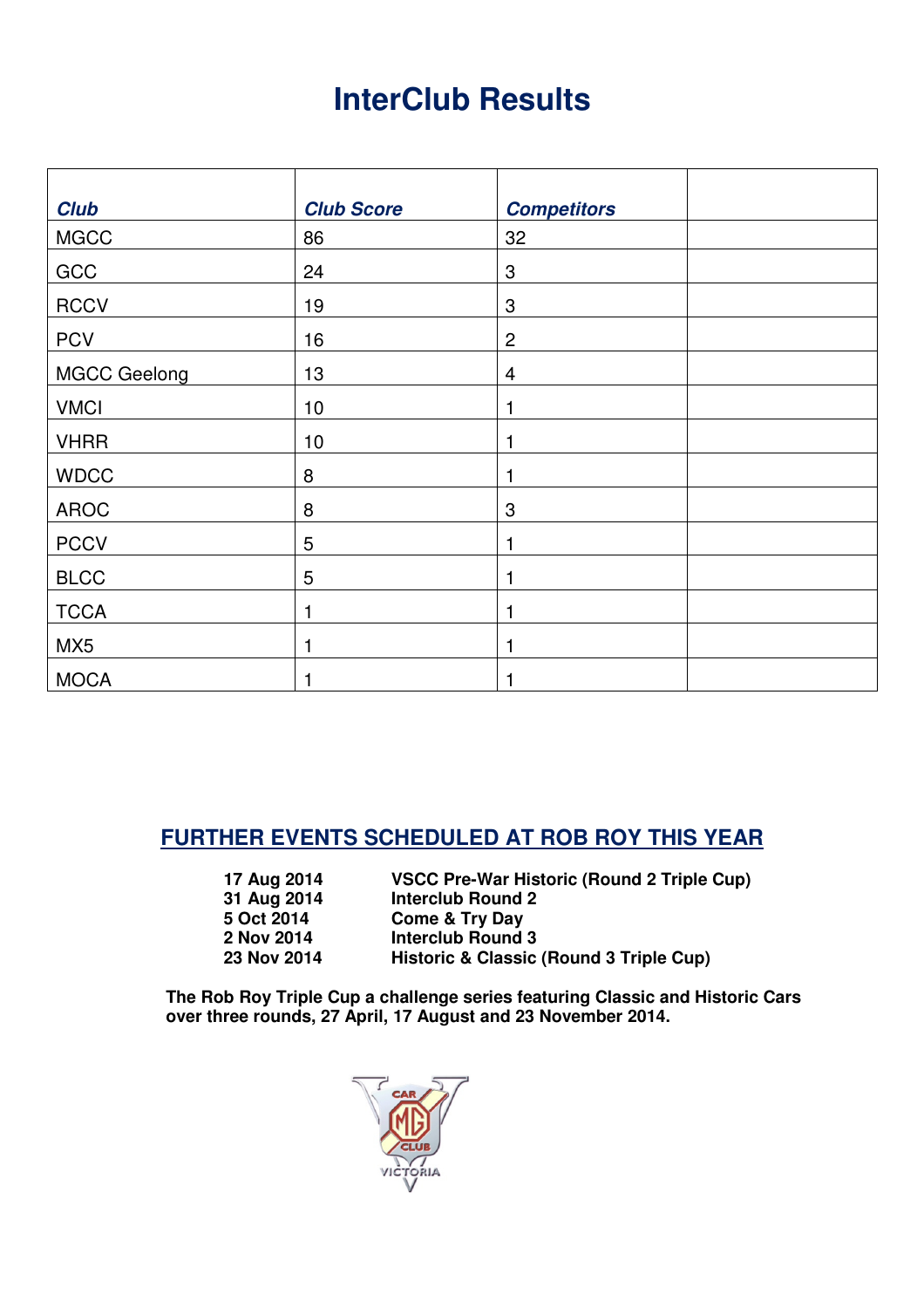# InterClub Results

| *Club* | *Club Score* | *Competitors* | |
|---|---|---|---|
| MGCC | 86 | 32 | |
| GCC | 24 | 3 | |
| RCCV | 19 | 3 | |
| PCV | 16 | 2 | |
| MGCC Geelong | 13 | 4 | |
| VMCI | 10 | 1 | |
| VHRR | 10 | 1 | |
| WDCC | 8 | 1 | |
| AROC | 8 | 3 | |
| PCCV | 5 | 1 | |
| BLCC | 5 | 1 | |
| TCCA | 1 | 1 | |
| MX5 | 1 | 1 | |
| MOCA | 1 | 1 | |

## FURTHER EVENTS SCHEDULED AT ROB ROY THIS YEAR

**17 Aug 2014** — **VSCC Pre-War Historic (Round 2 Triple Cup)**
**31 Aug 2014** — **Interclub Round 2**
**5 Oct 2014** — **Come & Try Day**
**2 Nov 2014** — **Interclub Round 3**
**23 Nov 2014** — **Historic & Classic (Round 3 Triple Cup)**

**The Rob Roy Triple Cup a challenge series featuring Classic and Historic Cars over three rounds, 27 April, 17 August and 23 November 2014.**